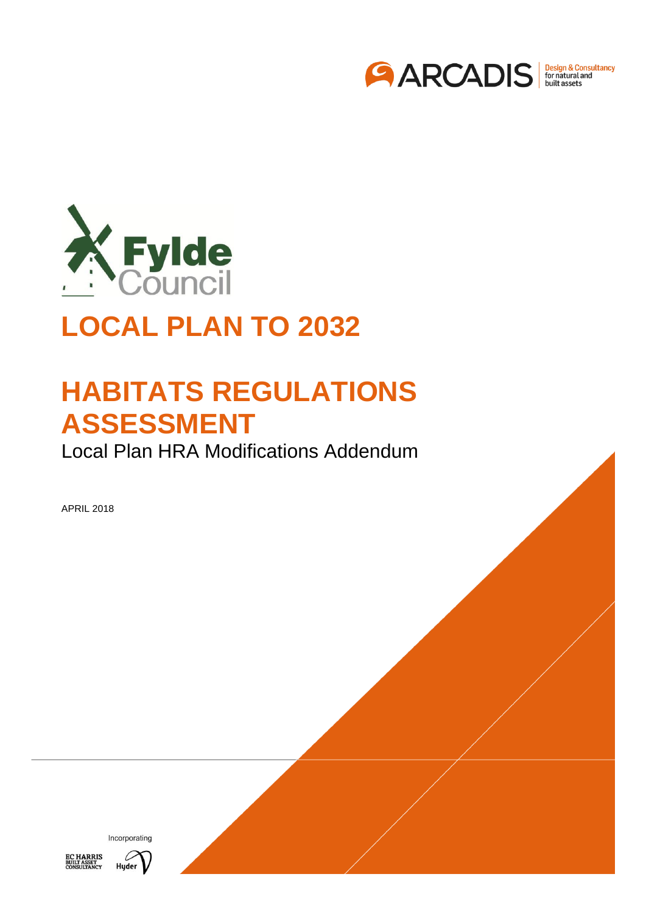ARCADIS Design & Consultancy for natural and built assets

Fylde Council

# LOCAL PLAN TO 2032

# HABITATS REGULATIONS ASSESSMENT

## Local Plan HRA Modifications Addendum

APRIL 2018

Incorporating

EC HARRIS BUILT ASSET CONSULTANCY

Hyder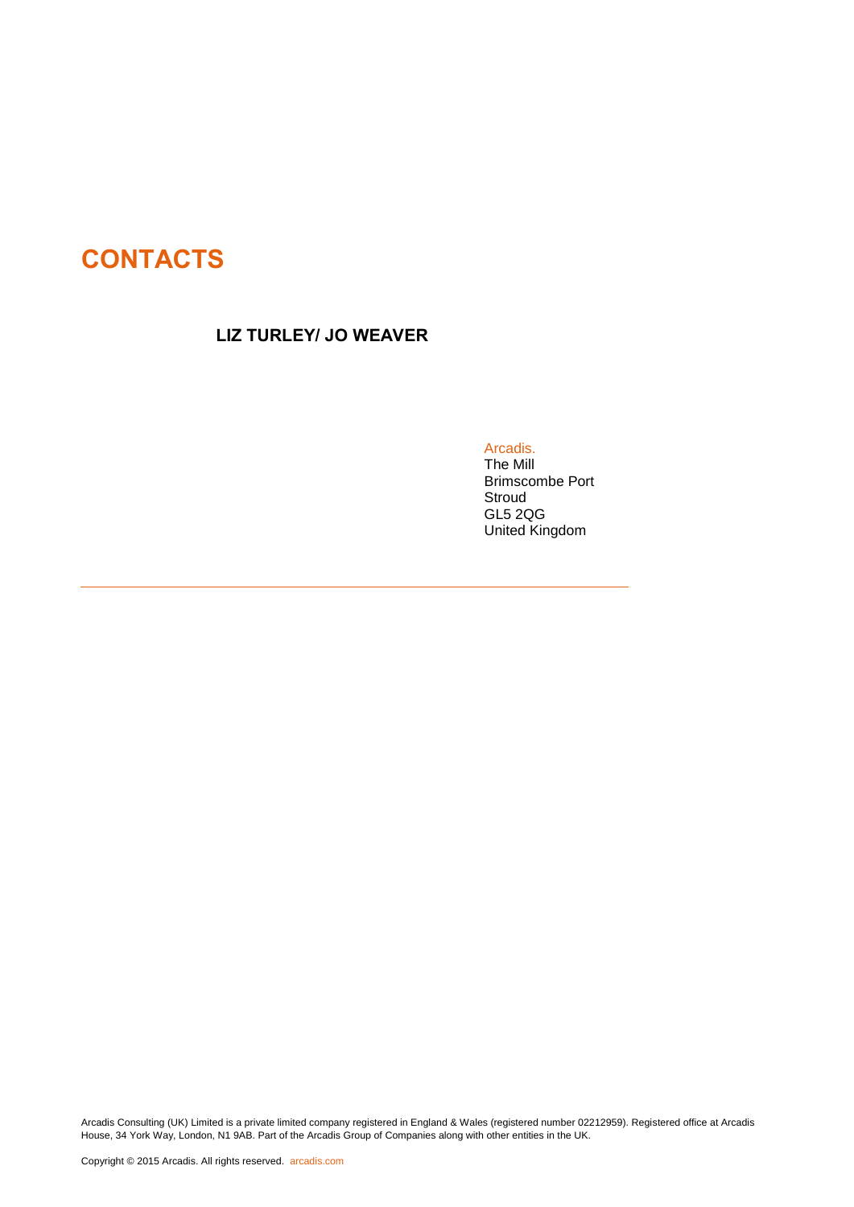# CONTACTS

**LIZ TURLEY/ JO WEAVER**

Arcadis.
The Mill
Brimscombe Port
Stroud
GL5 2QG
United Kingdom

---

Arcadis Consulting (UK) Limited is a private limited company registered in England & Wales (registered number 02212959). Registered office at Arcadis House, 34 York Way, London, N1 9AB. Part of the Arcadis Group of Companies along with other entities in the UK.

Copyright © 2015 Arcadis. All rights reserved. arcadis.com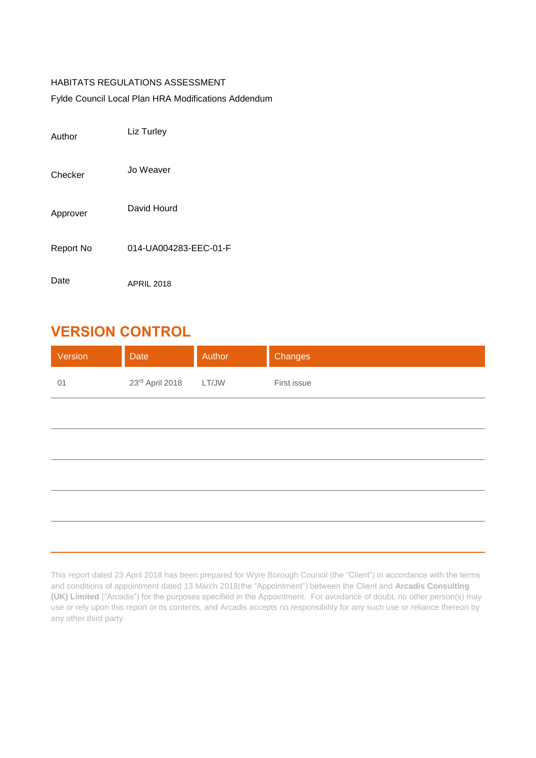HABITATS REGULATIONS ASSESSMENT

Fylde Council Local Plan HRA Modifications Addendum

| | |
|---|---|
| Author | Liz Turley |
| Checker | Jo Weaver |
| Approver | David Hourd |
| Report No | 014-UA004283-EEC-01-F |
| Date | APRIL 2018 |

## VERSION CONTROL

| Version | Date | Author | Changes |
|---|---|---|---|
| 01 | 23rd April 2018 | LT/JW | First issue |
| | | | |
| | | | |
| | | | |
| | | | |

This report dated 23 April 2018 has been prepared for Wyre Borough Council (the "Client") in accordance with the terms and conditions of appointment dated 13 March 2018(the "Appointment") between the Client and **Arcadis Consulting (UK) Limited** ("Arcadis") for the purposes specified in the Appointment. For avoidance of doubt, no other person(s) may use or rely upon this report or its contents, and Arcadis accepts no responsibility for any such use or reliance thereon by any other third party.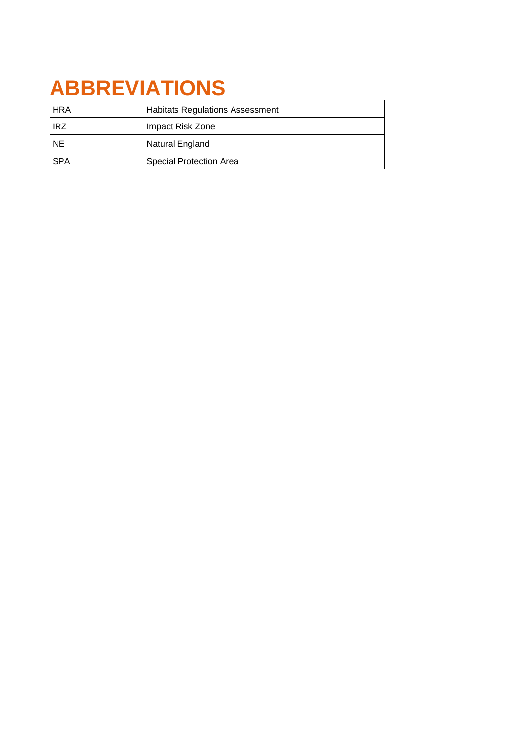# ABBREVIATIONS

| | |
|---|---|
| HRA | Habitats Regulations Assessment |
| IRZ | Impact Risk Zone |
| NE | Natural England |
| SPA | Special Protection Area |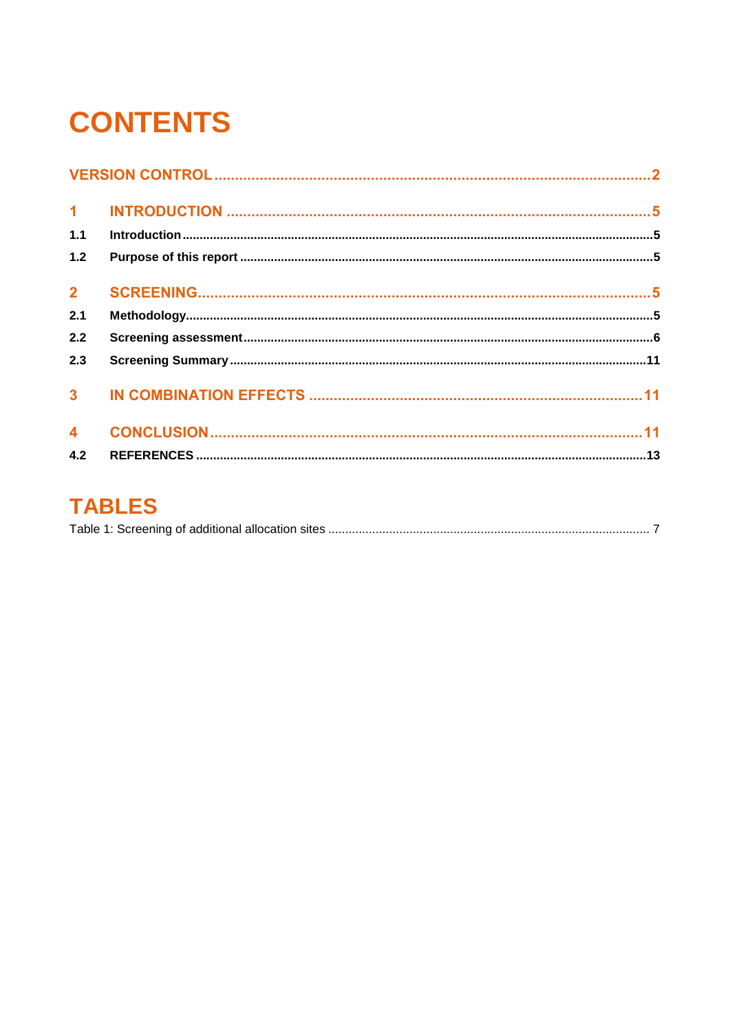# CONTENTS

VERSION CONTROL ..... 2

1 INTRODUCTION ..... 5

1.1 Introduction ..... 5

1.2 Purpose of this report ..... 5

2 SCREENING ..... 5

2.1 Methodology ..... 5

2.2 Screening assessment ..... 6

2.3 Screening Summary ..... 11

3 IN COMBINATION EFFECTS ..... 11

4 CONCLUSION ..... 11

4.2 REFERENCES ..... 13

# TABLES

Table 1: Screening of additional allocation sites ..... 7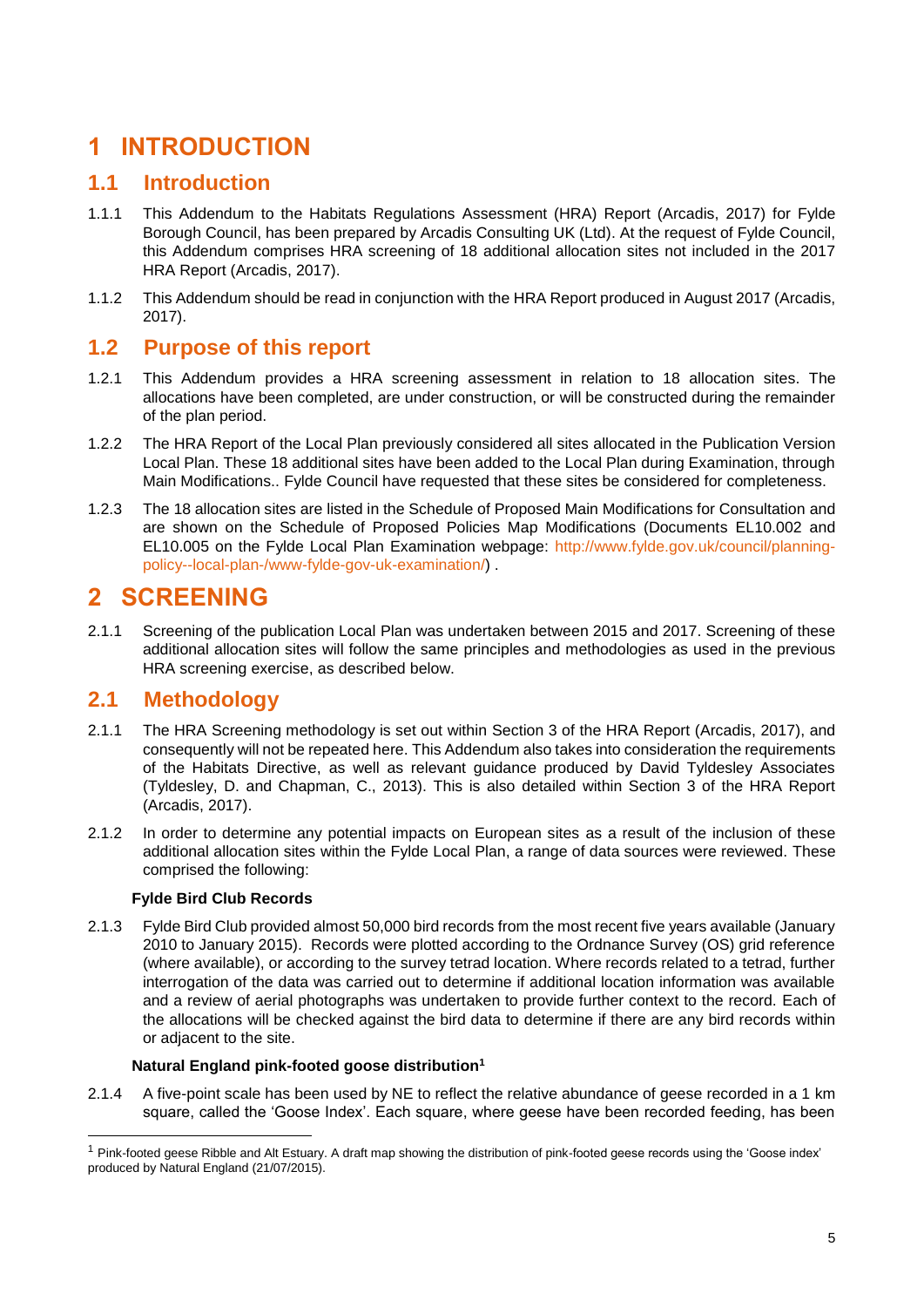# 1 INTRODUCTION

## 1.1 Introduction

1.1.1 This Addendum to the Habitats Regulations Assessment (HRA) Report (Arcadis, 2017) for Fylde Borough Council, has been prepared by Arcadis Consulting UK (Ltd). At the request of Fylde Council, this Addendum comprises HRA screening of 18 additional allocation sites not included in the 2017 HRA Report (Arcadis, 2017).

1.1.2 This Addendum should be read in conjunction with the HRA Report produced in August 2017 (Arcadis, 2017).

## 1.2 Purpose of this report

1.2.1 This Addendum provides a HRA screening assessment in relation to 18 allocation sites. The allocations have been completed, are under construction, or will be constructed during the remainder of the plan period.

1.2.2 The HRA Report of the Local Plan previously considered all sites allocated in the Publication Version Local Plan. These 18 additional sites have been added to the Local Plan during Examination, through Main Modifications.. Fylde Council have requested that these sites be considered for completeness.

1.2.3 The 18 allocation sites are listed in the Schedule of Proposed Main Modifications for Consultation and are shown on the Schedule of Proposed Policies Map Modifications (Documents EL10.002 and EL10.005 on the Fylde Local Plan Examination webpage: http://www.fylde.gov.uk/council/planning-policy--local-plan-/www-fylde-gov-uk-examination/) .

# 2 SCREENING

2.1.1 Screening of the publication Local Plan was undertaken between 2015 and 2017. Screening of these additional allocation sites will follow the same principles and methodologies as used in the previous HRA screening exercise, as described below.

## 2.1 Methodology

2.1.1 The HRA Screening methodology is set out within Section 3 of the HRA Report (Arcadis, 2017), and consequently will not be repeated here. This Addendum also takes into consideration the requirements of the Habitats Directive, as well as relevant guidance produced by David Tyldesley Associates (Tyldesley, D. and Chapman, C., 2013). This is also detailed within Section 3 of the HRA Report (Arcadis, 2017).

2.1.2 In order to determine any potential impacts on European sites as a result of the inclusion of these additional allocation sites within the Fylde Local Plan, a range of data sources were reviewed. These comprised the following:

**Fylde Bird Club Records**

2.1.3 Fylde Bird Club provided almost 50,000 bird records from the most recent five years available (January 2010 to January 2015). Records were plotted according to the Ordnance Survey (OS) grid reference (where available), or according to the survey tetrad location. Where records related to a tetrad, further interrogation of the data was carried out to determine if additional location information was available and a review of aerial photographs was undertaken to provide further context to the record. Each of the allocations will be checked against the bird data to determine if there are any bird records within or adjacent to the site.

**Natural England pink-footed goose distribution**[1]

2.1.4 A five-point scale has been used by NE to reflect the relative abundance of geese recorded in a 1 km square, called the 'Goose Index'. Each square, where geese have been recorded feeding, has been

[1] Pink-footed geese Ribble and Alt Estuary. A draft map showing the distribution of pink-footed geese records using the 'Goose index' produced by Natural England (21/07/2015).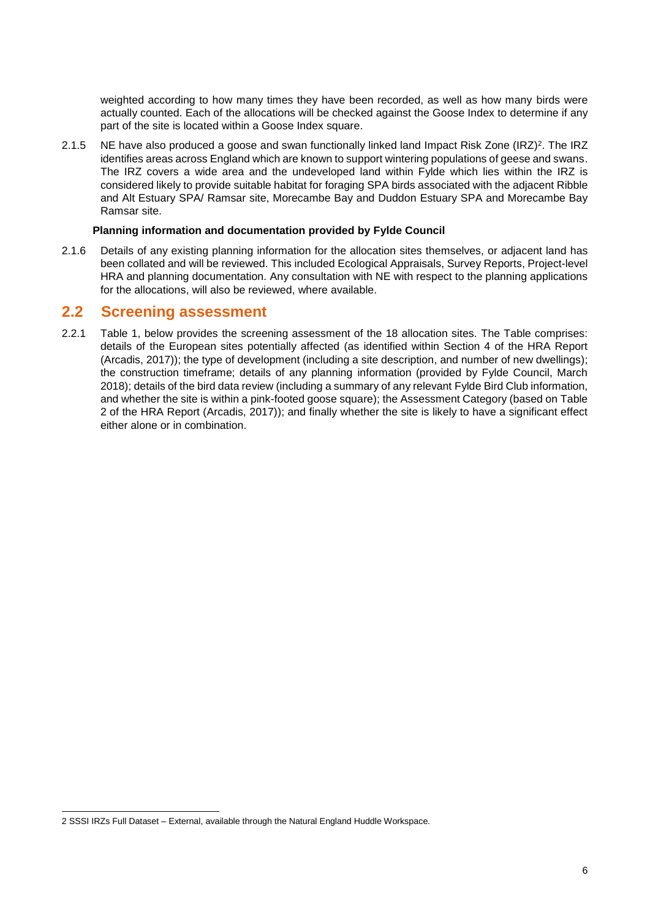weighted according to how many times they have been recorded, as well as how many birds were actually counted. Each of the allocations will be checked against the Goose Index to determine if any part of the site is located within a Goose Index square.

2.1.5 NE have also produced a goose and swan functionally linked land Impact Risk Zone (IRZ)[2]. The IRZ identifies areas across England which are known to support wintering populations of geese and swans. The IRZ covers a wide area and the undeveloped land within Fylde which lies within the IRZ is considered likely to provide suitable habitat for foraging SPA birds associated with the adjacent Ribble and Alt Estuary SPA/ Ramsar site, Morecambe Bay and Duddon Estuary SPA and Morecambe Bay Ramsar site.

**Planning information and documentation provided by Fylde Council**

2.1.6 Details of any existing planning information for the allocation sites themselves, or adjacent land has been collated and will be reviewed. This included Ecological Appraisals, Survey Reports, Project-level HRA and planning documentation. Any consultation with NE with respect to the planning applications for the allocations, will also be reviewed, where available.

## 2.2 Screening assessment

2.2.1 Table 1, below provides the screening assessment of the 18 allocation sites. The Table comprises: details of the European sites potentially affected (as identified within Section 4 of the HRA Report (Arcadis, 2017)); the type of development (including a site description, and number of new dwellings); the construction timeframe; details of any planning information (provided by Fylde Council, March 2018); details of the bird data review (including a summary of any relevant Fylde Bird Club information, and whether the site is within a pink-footed goose square); the Assessment Category (based on Table 2 of the HRA Report (Arcadis, 2017)); and finally whether the site is likely to have a significant effect either alone or in combination.

2 SSSI IRZs Full Dataset – External, available through the Natural England Huddle Workspace.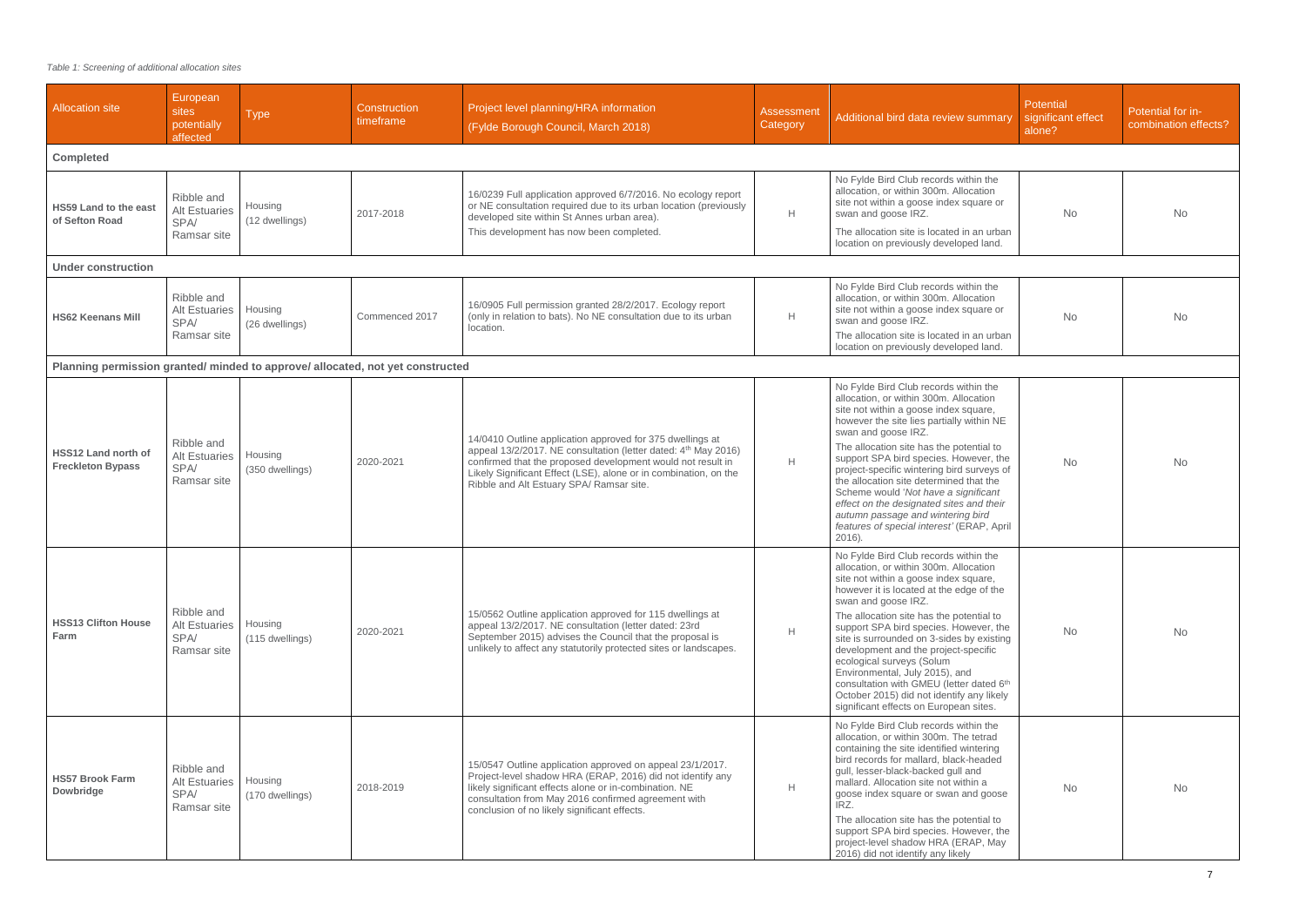*Table 1: Screening of additional allocation sites*

| Allocation site | European sites potentially affected | Type | Construction timeframe | Project level planning/HRA information (Fylde Borough Council, March 2018) | Assessment Category | Additional bird data review summary | Potential significant effect alone? | Potential for in-combination effects? |
|---|---|---|---|---|---|---|---|---|
| **Completed** | | | | | | | | |
| **HS59 Land to the east of Sefton Road** | Ribble and Alt Estuaries SPA/ Ramsar site | Housing (12 dwellings) | 2017-2018 | 16/0239 Full application approved 6/7/2016. No ecology report or NE consultation required due to its urban location (previously developed site within St Annes urban area). This development has now been completed. | H | No Fylde Bird Club records within the allocation, or within 300m. Allocation site not within a goose index square or swan and goose IRZ. The allocation site is located in an urban location on previously developed land. | No | No |
| **Under construction** | | | | | | | | |
| **HS62 Keenans Mill** | Ribble and Alt Estuaries SPA/ Ramsar site | Housing (26 dwellings) | Commenced 2017 | 16/0905 Full permission granted 28/2/2017. Ecology report (only in relation to bats). No NE consultation due to its urban location. | H | No Fylde Bird Club records within the allocation, or within 300m. Allocation site not within a goose index square or swan and goose IRZ. The allocation site is located in an urban location on previously developed land. | No | No |
| **Planning permission granted/ minded to approve/ allocated, not yet constructed** | | | | | | | | |
| **HSS12 Land north of Freckleton Bypass** | Ribble and Alt Estuaries SPA/ Ramsar site | Housing (350 dwellings) | 2020-2021 | 14/0410 Outline application approved for 375 dwellings at appeal 13/2/2017. NE consultation (letter dated: 4th May 2016) confirmed that the proposed development would not result in Likely Significant Effect (LSE), alone or in combination, on the Ribble and Alt Estuary SPA/ Ramsar site. | H | No Fylde Bird Club records within the allocation, or within 300m. Allocation site not within a goose index square, however the site lies partially within NE swan and goose IRZ. The allocation site has the potential to support SPA bird species. However, the project-specific wintering bird surveys of the allocation site determined that the Scheme would *'Not have a significant effect on the designated sites and their autumn passage and wintering bird features of special interest'* (ERAP, April 2016). | No | No |
| **HSS13 Clifton House Farm** | Ribble and Alt Estuaries SPA/ Ramsar site | Housing (115 dwellings) | 2020-2021 | 15/0562 Outline application approved for 115 dwellings at appeal 13/2/2017. NE consultation (letter dated: 23rd September 2015) advises the Council that the proposal is unlikely to affect any statutorily protected sites or landscapes. | H | No Fylde Bird Club records within the allocation, or within 300m. Allocation site not within a goose index square, however it is located at the edge of the swan and goose IRZ. The allocation site has the potential to support SPA bird species. However, the site is surrounded on 3-sides by existing development and the project-specific ecological surveys (Solum Environmental, July 2015), and consultation with GMEU (letter dated 6th October 2015) did not identify any likely significant effects on European sites. | No | No |
| **HS57 Brook Farm Dowbridge** | Ribble and Alt Estuaries SPA/ Ramsar site | Housing (170 dwellings) | 2018-2019 | 15/0547 Outline application approved on appeal 23/1/2017. Project-level shadow HRA (ERAP, 2016) did not identify any likely significant effects alone or in-combination. NE consultation from May 2016 confirmed agreement with conclusion of no likely significant effects. | H | No Fylde Bird Club records within the allocation, or within 300m. The tetrad containing the site identified wintering bird records for mallard, black-headed gull, lesser-black-backed gull and mallard. Allocation site not within a goose index square or swan and goose IRZ. The allocation site has the potential to support SPA bird species. However, the project-level shadow HRA (ERAP, May 2016) did not identify any likely | No | No |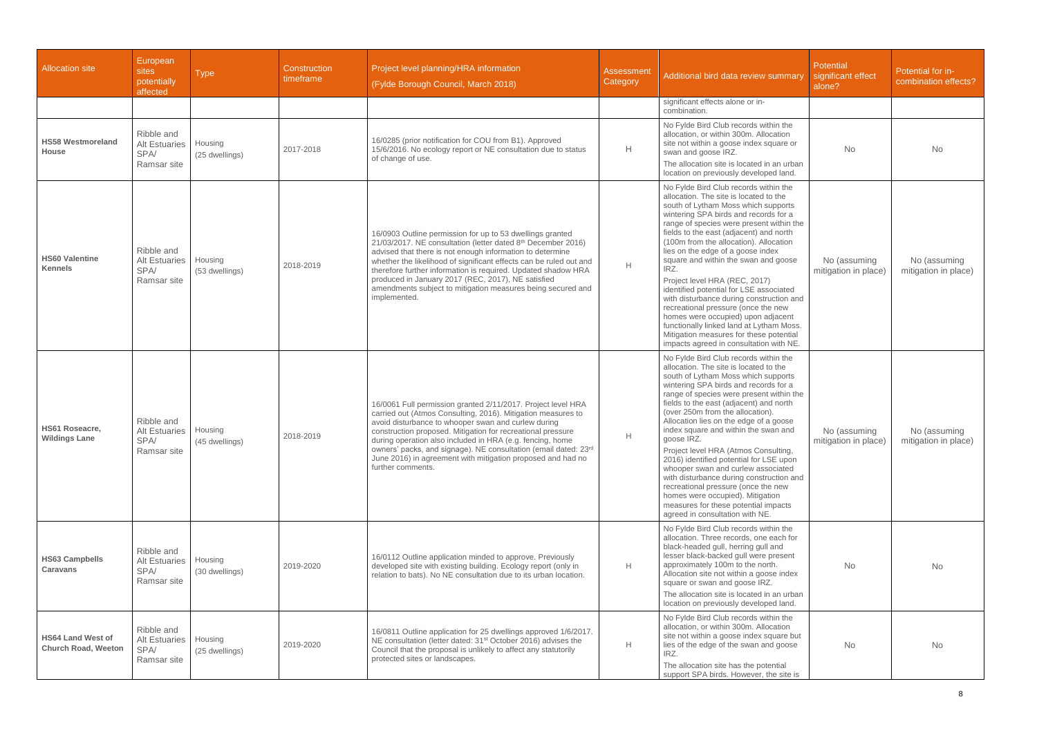| Allocation site | European sites potentially affected | Type | Construction timeframe | Project level planning/HRA information (Fylde Borough Council, March 2018) | Assessment Category | Additional bird data review summary | Potential significant effect alone? | Potential for in-combination effects? |
|---|---|---|---|---|---|---|---|---|
| | | | | | | significant effects alone or in-combination. | | |
| **HS58 Westmoreland House** | Ribble and Alt Estuaries SPA/ Ramsar site | Housing (25 dwellings) | 2017-2018 | 16/0285 (prior notification for COU from B1). Approved 15/6/2016. No ecology report or NE consultation due to status of change of use. | H | No Fylde Bird Club records within the allocation, or within 300m. Allocation site not within a goose index square or swan and goose IRZ. The allocation site is located in an urban location on previously developed land. | No | No |
| **HS60 Valentine Kennels** | Ribble and Alt Estuaries SPA/ Ramsar site | Housing (53 dwellings) | 2018-2019 | 16/0903 Outline permission for up to 53 dwellings granted 21/03/2017. NE consultation (letter dated 8th December 2016) advised that there is not enough information to determine whether the likelihood of significant effects can be ruled out and therefore further information is required. Updated shadow HRA produced in January 2017 (REC, 2017), NE satisfied amendments subject to mitigation measures being secured and implemented. | H | No Fylde Bird Club records within the allocation. The site is located to the south of Lytham Moss which supports wintering SPA birds and records for a range of species were present within the fields to the east (adjacent) and north (100m from the allocation). Allocation lies on the edge of a goose index square and within the swan and goose IRZ. Project level HRA (REC, 2017) identified potential for LSE associated with disturbance during construction and recreational pressure (once the new homes were occupied) upon adjacent functionally linked land at Lytham Moss. Mitigation measures for these potential impacts agreed in consultation with NE. | No (assuming mitigation in place) | No (assuming mitigation in place) |
| **HS61 Roseacre, Wildings Lane** | Ribble and Alt Estuaries SPA/ Ramsar site | Housing (45 dwellings) | 2018-2019 | 16/0061 Full permission granted 2/11/2017. Project level HRA carried out (Atmos Consulting, 2016). Mitigation measures to avoid disturbance to whooper swan and curlew during construction proposed. Mitigation for recreational pressure during operation also included in HRA (e.g. fencing, home owners' packs, and signage). NE consultation (email dated: 23rd June 2016) in agreement with mitigation proposed and had no further comments. | H | No Fylde Bird Club records within the allocation. The site is located to the south of Lytham Moss which supports wintering SPA birds and records for a range of species were present within the fields to the east (adjacent) and north (over 250m from the allocation). Allocation lies on the edge of a goose index square and within the swan and goose IRZ. Project level HRA (Atmos Consulting, 2016) identified potential for LSE upon whooper swan and curlew associated with disturbance during construction and recreational pressure (once the new homes were occupied). Mitigation measures for these potential impacts agreed in consultation with NE. | No (assuming mitigation in place) | No (assuming mitigation in place) |
| **HS63 Campbells Caravans** | Ribble and Alt Estuaries SPA/ Ramsar site | Housing (30 dwellings) | 2019-2020 | 16/0112 Outline application minded to approve. Previously developed site with existing building. Ecology report (only in relation to bats). No NE consultation due to its urban location. | H | No Fylde Bird Club records within the allocation. Three records, one each for black-headed gull, herring gull and lesser black-backed gull were present approximately 100m to the north. Allocation site not within a goose index square or swan and goose IRZ. The allocation site is located in an urban location on previously developed land. | No | No |
| **HS64 Land West of Church Road, Weeton** | Ribble and Alt Estuaries SPA/ Ramsar site | Housing (25 dwellings) | 2019-2020 | 16/0811 Outline application for 25 dwellings approved 1/6/2017. NE consultation (letter dated: 31st October 2016) advises the Council that the proposal is unlikely to affect any statutorily protected sites or landscapes. | H | No Fylde Bird Club records within the allocation, or within 300m. Allocation site not within a goose index square but lies of the edge of the swan and goose IRZ. The allocation site has the potential support SPA birds. However, the site is | No | No |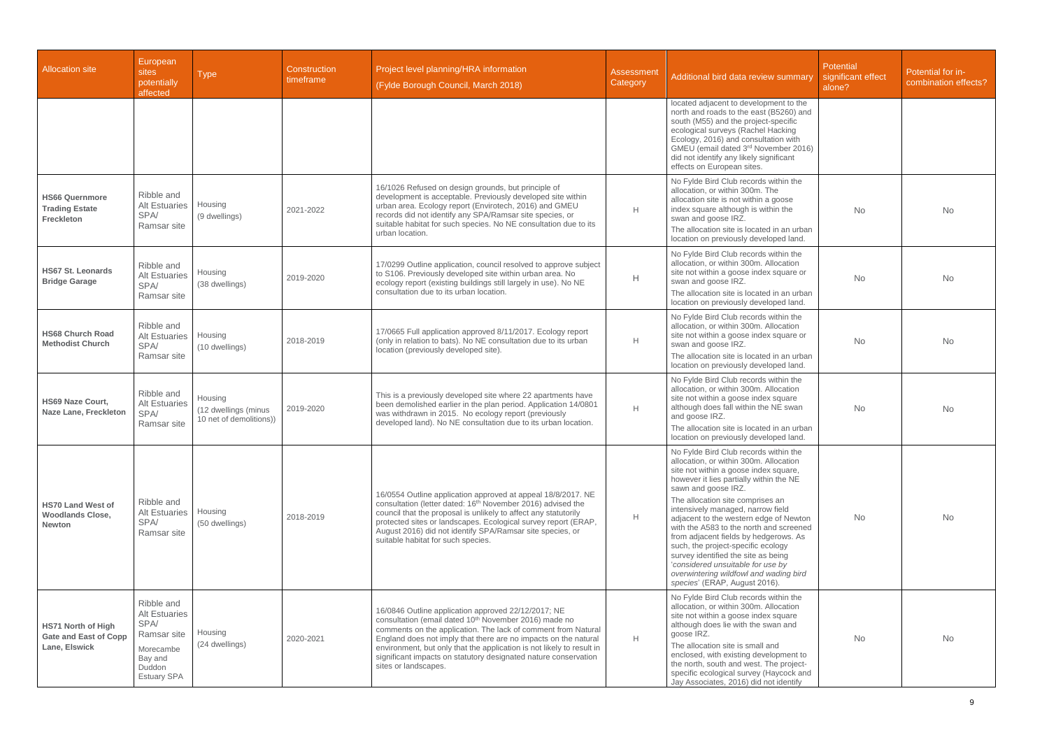| Allocation site | European sites potentially affected | Type | Construction timeframe | Project level planning/HRA information (Fylde Borough Council, March 2018) | Assessment Category | Additional bird data review summary | Potential significant effect alone? | Potential for in-combination effects? |
|---|---|---|---|---|---|---|---|---|
| | | | | | | located adjacent to development to the north and roads to the east (B5260) and south (M55) and the project-specific ecological surveys (Rachel Hacking Ecology, 2016) and consultation with GMEU (email dated 3rd November 2016) did not identify any likely significant effects on European sites. | | |
| **HS66 Quernmore Trading Estate Freckleton** | Ribble and Alt Estuaries SPA/ Ramsar site | Housing (9 dwellings) | 2021-2022 | 16/1026 Refused on design grounds, but principle of development is acceptable. Previously developed site within urban area. Ecology report (Envirotech, 2016) and GMEU records did not identify any SPA/Ramsar site species, or suitable habitat for such species. No NE consultation due to its urban location. | H | No Fylde Bird Club records within the allocation, or within 300m. The allocation site is not within a goose index square although is within the swan and goose IRZ. The allocation site is located in an urban location on previously developed land. | No | No |
| **HS67 St. Leonards Bridge Garage** | Ribble and Alt Estuaries SPA/ Ramsar site | Housing (38 dwellings) | 2019-2020 | 17/0299 Outline application, council resolved to approve subject to S106. Previously developed site within urban area. No ecology report (existing buildings still largely in use). No NE consultation due to its urban location. | H | No Fylde Bird Club records within the allocation, or within 300m. Allocation site not within a goose index square or swan and goose IRZ. The allocation site is located in an urban location on previously developed land. | No | No |
| **HS68 Church Road Methodist Church** | Ribble and Alt Estuaries SPA/ Ramsar site | Housing (10 dwellings) | 2018-2019 | 17/0665 Full application approved 8/11/2017. Ecology report (only in relation to bats). No NE consultation due to its urban location (previously developed site). | H | No Fylde Bird Club records within the allocation, or within 300m. Allocation site not within a goose index square or swan and goose IRZ. The allocation site is located in an urban location on previously developed land. | No | No |
| **HS69 Naze Court, Naze Lane, Freckleton** | Ribble and Alt Estuaries SPA/ Ramsar site | Housing (12 dwellings (minus 10 net of demolitions)) | 2019-2020 | This is a previously developed site where 22 apartments have been demolished earlier in the plan period. Application 14/0801 was withdrawn in 2015. No ecology report (previously developed land). No NE consultation due to its urban location. | H | No Fylde Bird Club records within the allocation, or within 300m. Allocation site not within a goose index square although does fall within the NE swan and goose IRZ. The allocation site is located in an urban location on previously developed land. | No | No |
| **HS70 Land West of Woodlands Close, Newton** | Ribble and Alt Estuaries SPA/ Ramsar site | Housing (50 dwellings) | 2018-2019 | 16/0554 Outline application approved at appeal 18/8/2017. NE consultation (letter dated: 16th November 2016) advised the council that the proposal is unlikely to affect any statutorily protected sites or landscapes. Ecological survey report (ERAP, August 2016) did not identify SPA/Ramsar site species, or suitable habitat for such species. | H | No Fylde Bird Club records within the allocation, or within 300m. Allocation site not within a goose index square, however it lies partially within the NE sawn and goose IRZ. The allocation site comprises an intensively managed, narrow field adjacent to the western edge of Newton with the A583 to the north and screened from adjacent fields by hedgerows. As such, the project-specific ecology survey identified the site as being '*considered unsuitable for use by overwintering wildfowl and wading bird species*' (ERAP, August 2016). | No | No |
| **HS71 North of High Gate and East of Copp Lane, Elswick** | Ribble and Alt Estuaries SPA/ Ramsar site Morecambe Bay and Duddon Estuary SPA | Housing (24 dwellings) | 2020-2021 | 16/0846 Outline application approved 22/12/2017; NE consultation (email dated 10th November 2016) made no comments on the application. The lack of comment from Natural England does not imply that there are no impacts on the natural environment, but only that the application is not likely to result in significant impacts on statutory designated nature conservation sites or landscapes. | H | No Fylde Bird Club records within the allocation, or within 300m. Allocation site not within a goose index square although does lie with the swan and goose IRZ. The allocation site is small and enclosed, with existing development to the north, south and west. The project-specific ecological survey (Haycock and Jay Associates, 2016) did not identify | No | No |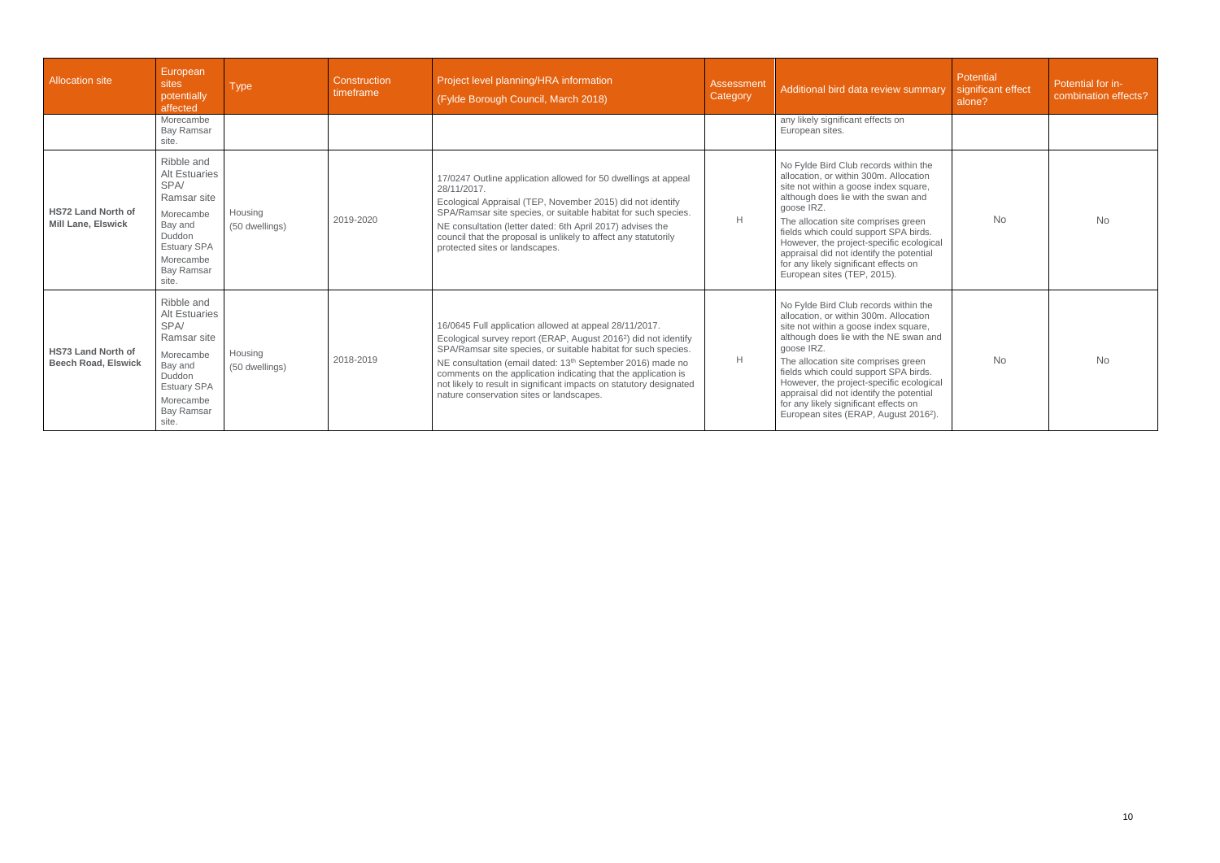| Allocation site | European sites potentially affected | Type | Construction timeframe | Project level planning/HRA information (Fylde Borough Council, March 2018) | Assessment Category | Additional bird data review summary | Potential significant effect alone? | Potential for in-combination effects? |
|---|---|---|---|---|---|---|---|---|
| | Morecambe Bay Ramsar site. | | | | | any likely significant effects on European sites. | | |
| **HS72 Land North of Mill Lane, Elswick** | Ribble and Alt Estuaries SPA/ Ramsar site Morecambe Bay and Duddon Estuary SPA Morecambe Bay Ramsar site. | Housing (50 dwellings) | 2019-2020 | 17/0247 Outline application allowed for 50 dwellings at appeal 28/11/2017. Ecological Appraisal (TEP, November 2015) did not identify SPA/Ramsar site species, or suitable habitat for such species. NE consultation (letter dated: 6th April 2017) advises the council that the proposal is unlikely to affect any statutorily protected sites or landscapes. | H | No Fylde Bird Club records within the allocation, or within 300m. Allocation site not within a goose index square, although does lie with the swan and goose IRZ. The allocation site comprises green fields which could support SPA birds. However, the project-specific ecological appraisal did not identify the potential for any likely significant effects on European sites (TEP, 2015). | No | No |
| **HS73 Land North of Beech Road, Elswick** | Ribble and Alt Estuaries SPA/ Ramsar site Morecambe Bay and Duddon Estuary SPA Morecambe Bay Ramsar site. | Housing (50 dwellings) | 2018-2019 | 16/0645 Full application allowed at appeal 28/11/2017. Ecological survey report (ERAP, August 2016[2]) did not identify SPA/Ramsar site species, or suitable habitat for such species. NE consultation (email dated: 13th September 2016) made no comments on the application indicating that the application is not likely to result in significant impacts on statutory designated nature conservation sites or landscapes. | H | No Fylde Bird Club records within the allocation, or within 300m. Allocation site not within a goose index square, although does lie with the NE swan and goose IRZ. The allocation site comprises green fields which could support SPA birds. However, the project-specific ecological appraisal did not identify the potential for any likely significant effects on European sites (ERAP, August 2016[2]). | No | No |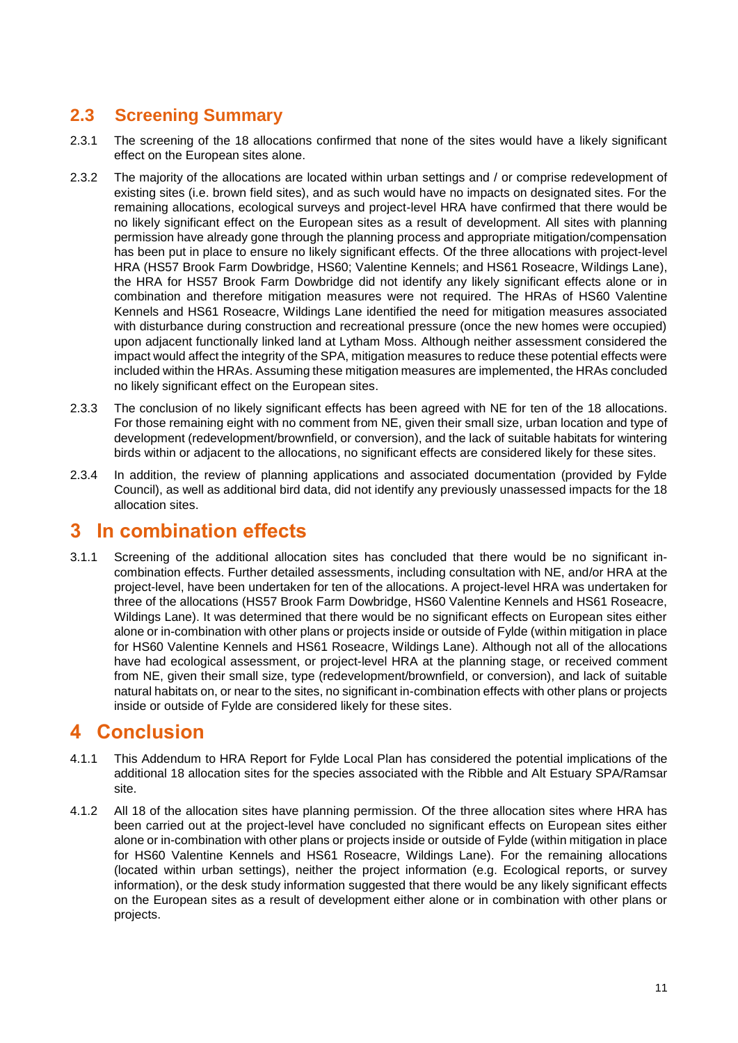## 2.3 Screening Summary

2.3.1 The screening of the 18 allocations confirmed that none of the sites would have a likely significant effect on the European sites alone.

2.3.2 The majority of the allocations are located within urban settings and / or comprise redevelopment of existing sites (i.e. brown field sites), and as such would have no impacts on designated sites. For the remaining allocations, ecological surveys and project-level HRA have confirmed that there would be no likely significant effect on the European sites as a result of development. All sites with planning permission have already gone through the planning process and appropriate mitigation/compensation has been put in place to ensure no likely significant effects. Of the three allocations with project-level HRA (HS57 Brook Farm Dowbridge, HS60; Valentine Kennels; and HS61 Roseacre, Wildings Lane), the HRA for HS57 Brook Farm Dowbridge did not identify any likely significant effects alone or in combination and therefore mitigation measures were not required. The HRAs of HS60 Valentine Kennels and HS61 Roseacre, Wildings Lane identified the need for mitigation measures associated with disturbance during construction and recreational pressure (once the new homes were occupied) upon adjacent functionally linked land at Lytham Moss. Although neither assessment considered the impact would affect the integrity of the SPA, mitigation measures to reduce these potential effects were included within the HRAs. Assuming these mitigation measures are implemented, the HRAs concluded no likely significant effect on the European sites.

2.3.3 The conclusion of no likely significant effects has been agreed with NE for ten of the 18 allocations. For those remaining eight with no comment from NE, given their small size, urban location and type of development (redevelopment/brownfield, or conversion), and the lack of suitable habitats for wintering birds within or adjacent to the allocations, no significant effects are considered likely for these sites.

2.3.4 In addition, the review of planning applications and associated documentation (provided by Fylde Council), as well as additional bird data, did not identify any previously unassessed impacts for the 18 allocation sites.

# 3 In combination effects

3.1.1 Screening of the additional allocation sites has concluded that there would be no significant in-combination effects. Further detailed assessments, including consultation with NE, and/or HRA at the project-level, have been undertaken for ten of the allocations. A project-level HRA was undertaken for three of the allocations (HS57 Brook Farm Dowbridge, HS60 Valentine Kennels and HS61 Roseacre, Wildings Lane). It was determined that there would be no significant effects on European sites either alone or in-combination with other plans or projects inside or outside of Fylde (within mitigation in place for HS60 Valentine Kennels and HS61 Roseacre, Wildings Lane). Although not all of the allocations have had ecological assessment, or project-level HRA at the planning stage, or received comment from NE, given their small size, type (redevelopment/brownfield, or conversion), and lack of suitable natural habitats on, or near to the sites, no significant in-combination effects with other plans or projects inside or outside of Fylde are considered likely for these sites.

# 4 Conclusion

4.1.1 This Addendum to HRA Report for Fylde Local Plan has considered the potential implications of the additional 18 allocation sites for the species associated with the Ribble and Alt Estuary SPA/Ramsar site.

4.1.2 All 18 of the allocation sites have planning permission. Of the three allocation sites where HRA has been carried out at the project-level have concluded no significant effects on European sites either alone or in-combination with other plans or projects inside or outside of Fylde (within mitigation in place for HS60 Valentine Kennels and HS61 Roseacre, Wildings Lane). For the remaining allocations (located within urban settings), neither the project information (e.g. Ecological reports, or survey information), or the desk study information suggested that there would be any likely significant effects on the European sites as a result of development either alone or in combination with other plans or projects.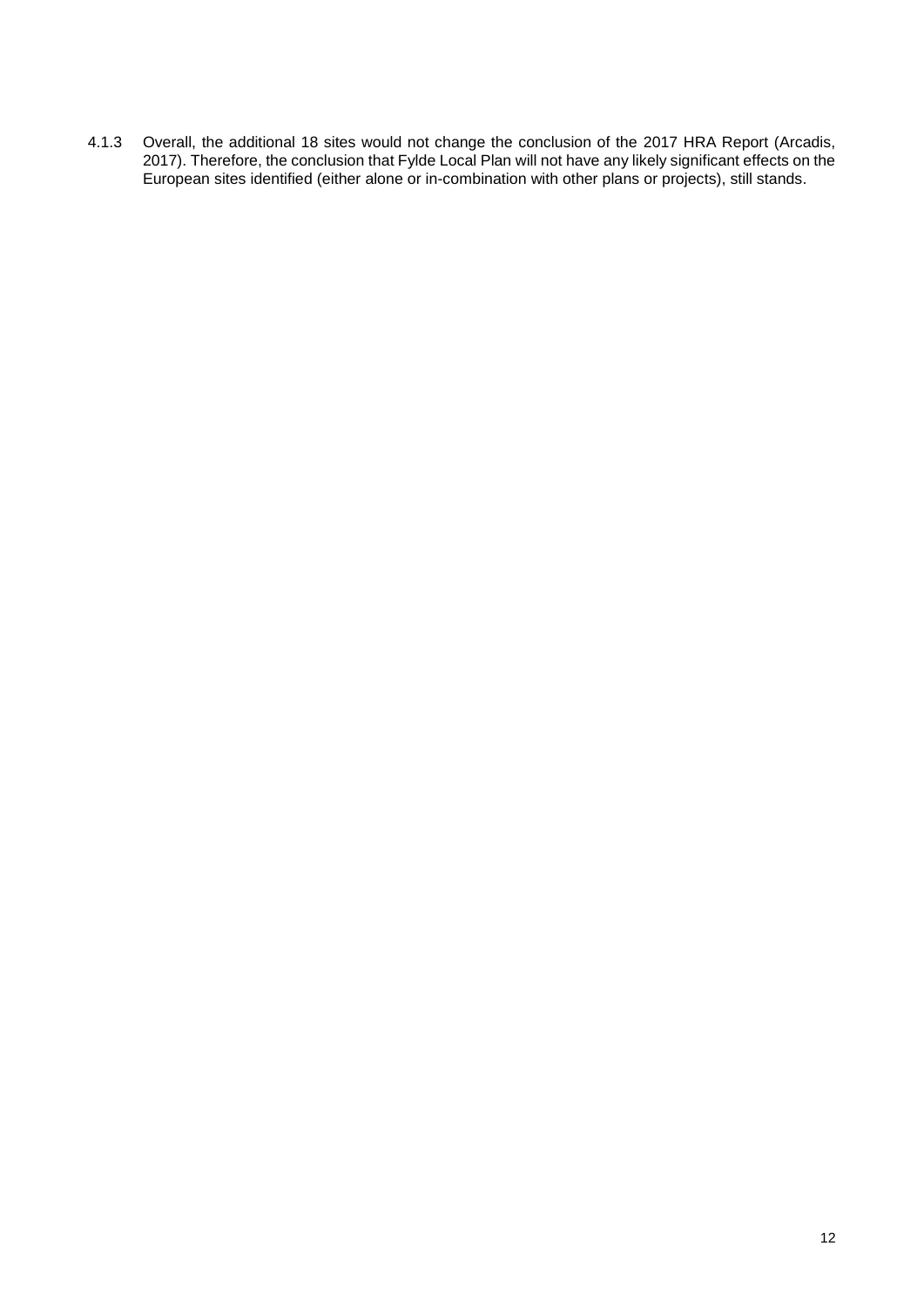4.1.3 Overall, the additional 18 sites would not change the conclusion of the 2017 HRA Report (Arcadis, 2017). Therefore, the conclusion that Fylde Local Plan will not have any likely significant effects on the European sites identified (either alone or in-combination with other plans or projects), still stands.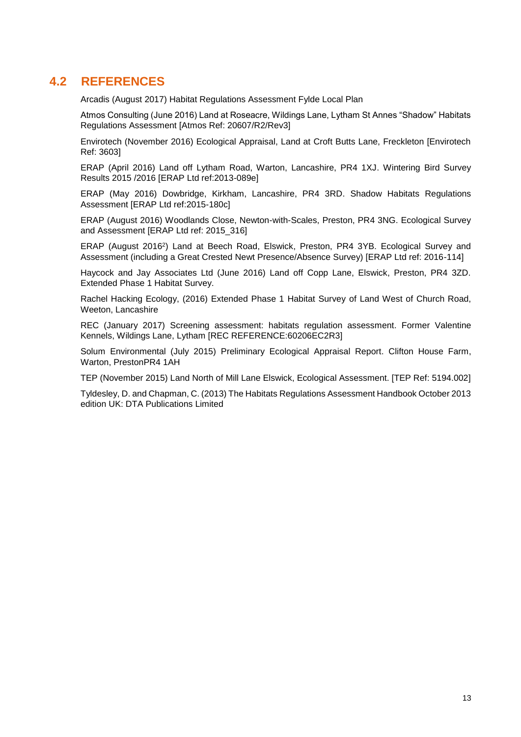## 4.2 REFERENCES

Arcadis (August 2017) Habitat Regulations Assessment Fylde Local Plan

Atmos Consulting (June 2016) Land at Roseacre, Wildings Lane, Lytham St Annes "Shadow" Habitats Regulations Assessment [Atmos Ref: 20607/R2/Rev3]

Envirotech (November 2016) Ecological Appraisal, Land at Croft Butts Lane, Freckleton [Envirotech Ref: 3603]

ERAP (April 2016) Land off Lytham Road, Warton, Lancashire, PR4 1XJ. Wintering Bird Survey Results 2015 /2016 [ERAP Ltd ref:2013-089e]

ERAP (May 2016) Dowbridge, Kirkham, Lancashire, PR4 3RD. Shadow Habitats Regulations Assessment [ERAP Ltd ref:2015-180c]

ERAP (August 2016) Woodlands Close, Newton-with-Scales, Preston, PR4 3NG. Ecological Survey and Assessment [ERAP Ltd ref: 2015_316]

ERAP (August 2016[2]) Land at Beech Road, Elswick, Preston, PR4 3YB. Ecological Survey and Assessment (including a Great Crested Newt Presence/Absence Survey) [ERAP Ltd ref: 2016-114]

Haycock and Jay Associates Ltd (June 2016) Land off Copp Lane, Elswick, Preston, PR4 3ZD. Extended Phase 1 Habitat Survey.

Rachel Hacking Ecology, (2016) Extended Phase 1 Habitat Survey of Land West of Church Road, Weeton, Lancashire

REC (January 2017) Screening assessment: habitats regulation assessment. Former Valentine Kennels, Wildings Lane, Lytham [REC REFERENCE:60206EC2R3]

Solum Environmental (July 2015) Preliminary Ecological Appraisal Report. Clifton House Farm, Warton, PrestonPR4 1AH

TEP (November 2015) Land North of Mill Lane Elswick, Ecological Assessment. [TEP Ref: 5194.002]

Tyldesley, D. and Chapman, C. (2013) The Habitats Regulations Assessment Handbook October 2013 edition UK: DTA Publications Limited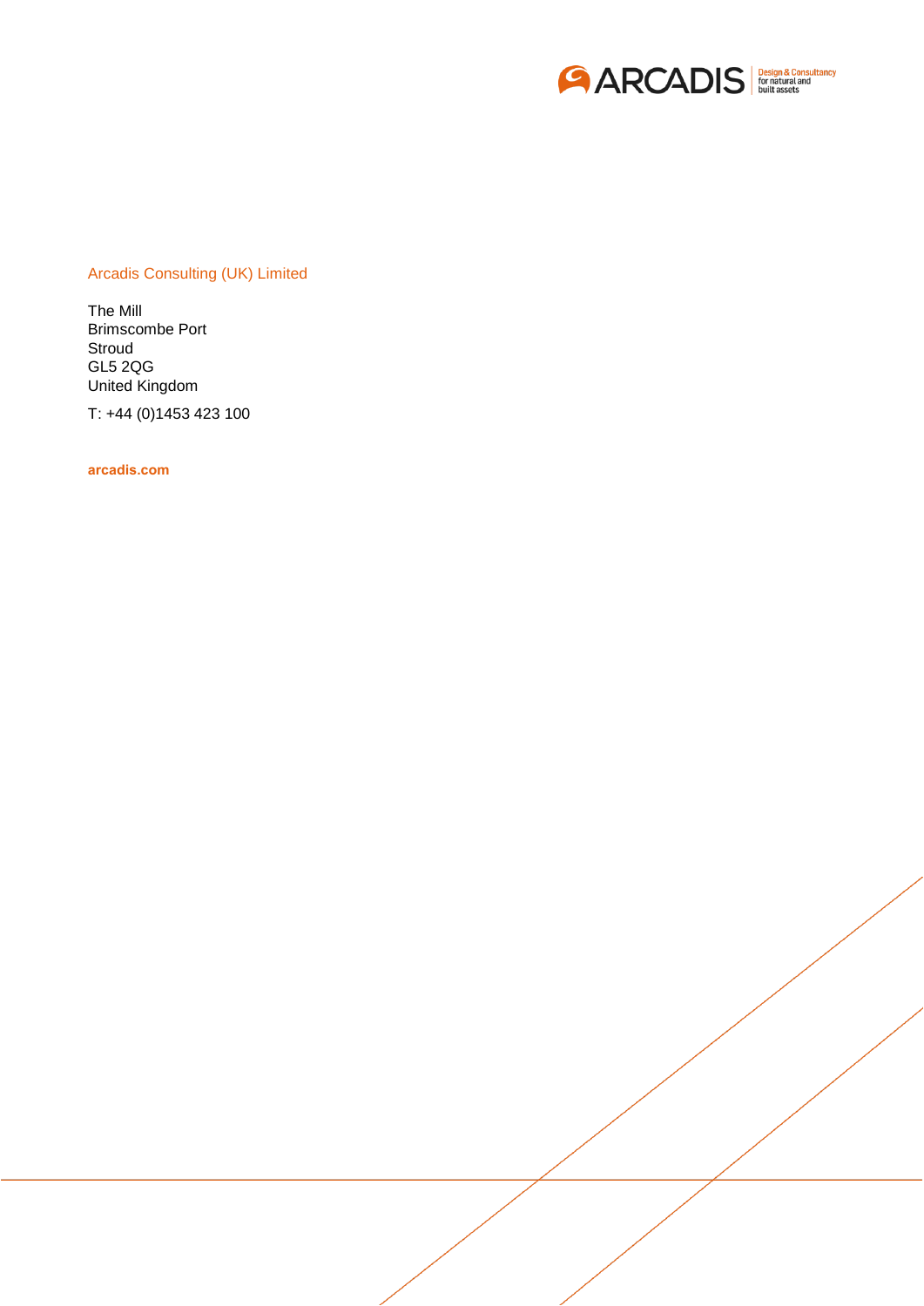Arcadis Consulting (UK) Limited

The Mill
Brimscombe Port
Stroud
GL5 2QG
United Kingdom

T: +44 (0)1453 423 100

**arcadis.com**